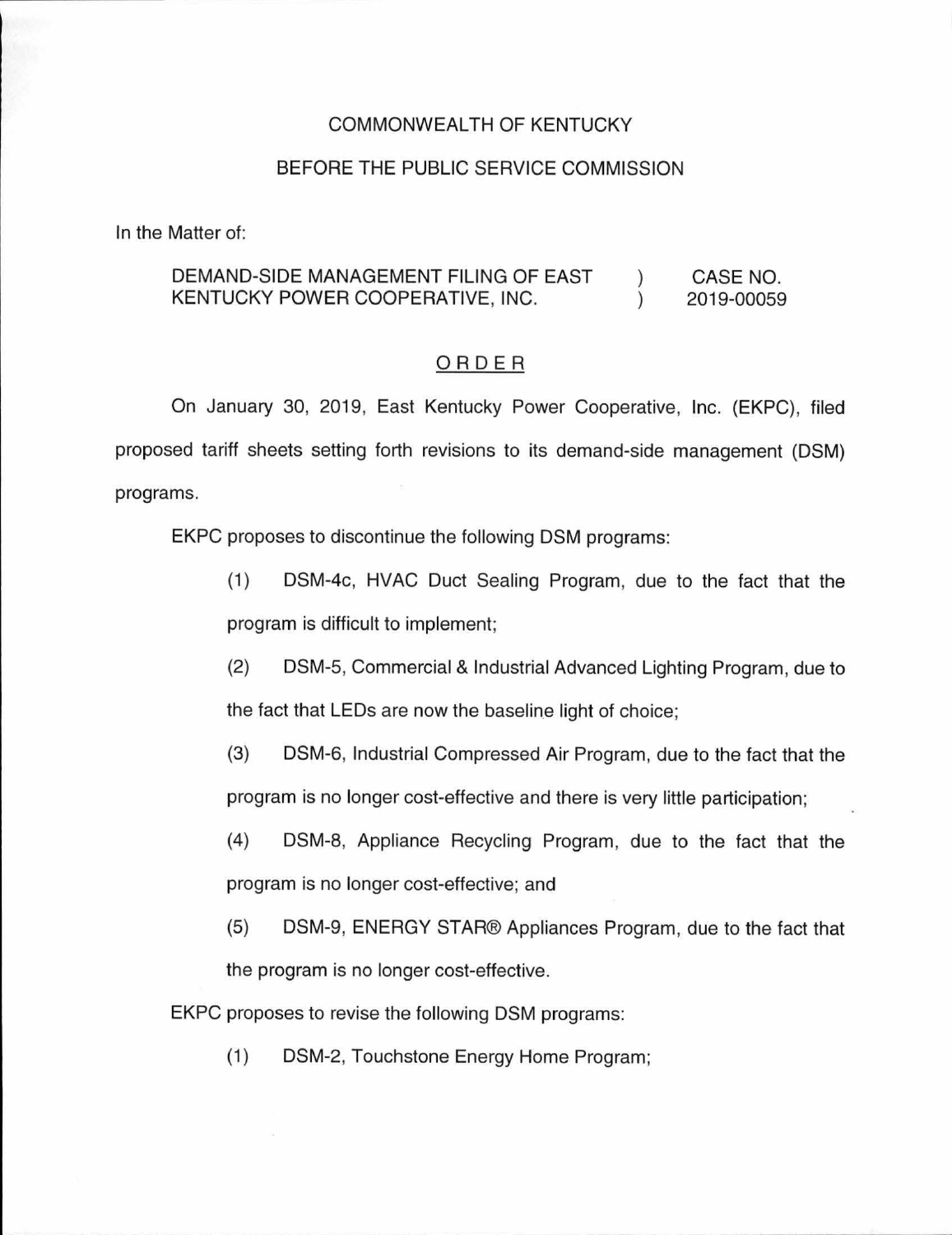COMMONWEALTH OF KENTUCKY

BEFORE THE PUBLIC SERVICE COMMISSION

In the Matter of:

| | | |
|---|---|---|
| DEMAND-SIDE MANAGEMENT FILING OF EAST KENTUCKY POWER COOPERATIVE, INC. | ) ) | CASE NO. 2019-00059 |

# ORDER

On January 30, 2019, East Kentucky Power Cooperative, Inc. (EKPC), filed proposed tariff sheets setting forth revisions to its demand-side management (DSM) programs.

EKPC proposes to discontinue the following DSM programs:

(1) DSM-4c, HVAC Duct Sealing Program, due to the fact that the program is difficult to implement;

(2) DSM-5, Commercial & Industrial Advanced Lighting Program, due to the fact that LEDs are now the baseline light of choice;

(3) DSM-6, Industrial Compressed Air Program, due to the fact that the program is no longer cost-effective and there is very little participation;

(4) DSM-8, Appliance Recycling Program, due to the fact that the program is no longer cost-effective; and

(5) DSM-9, ENERGY STAR® Appliances Program, due to the fact that the program is no longer cost-effective.

EKPC proposes to revise the following DSM programs:

(1) DSM-2, Touchstone Energy Home Program;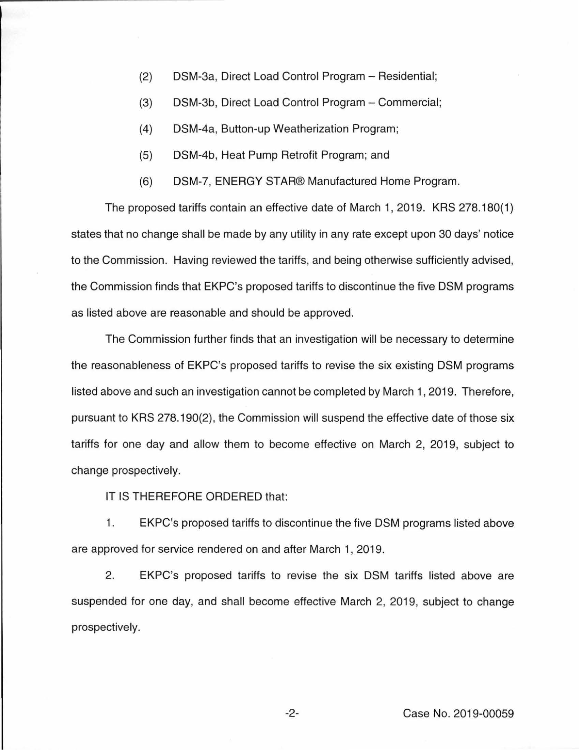(2) DSM-3a, Direct Load Control Program – Residential;

(3) DSM-3b, Direct Load Control Program – Commercial;

(4) DSM-4a, Button-up Weatherization Program;

(5) DSM-4b, Heat Pump Retrofit Program; and

(6) DSM-7, ENERGY STAR® Manufactured Home Program.

The proposed tariffs contain an effective date of March 1, 2019. KRS 278.180(1) states that no change shall be made by any utility in any rate except upon 30 days' notice to the Commission. Having reviewed the tariffs, and being otherwise sufficiently advised, the Commission finds that EKPC's proposed tariffs to discontinue the five DSM programs as listed above are reasonable and should be approved.

The Commission further finds that an investigation will be necessary to determine the reasonableness of EKPC's proposed tariffs to revise the six existing DSM programs listed above and such an investigation cannot be completed by March 1, 2019. Therefore, pursuant to KRS 278.190(2), the Commission will suspend the effective date of those six tariffs for one day and allow them to become effective on March 2, 2019, subject to change prospectively.

IT IS THEREFORE ORDERED that:

1. EKPC's proposed tariffs to discontinue the five DSM programs listed above are approved for service rendered on and after March 1, 2019.

2. EKPC's proposed tariffs to revise the six DSM tariffs listed above are suspended for one day, and shall become effective March 2, 2019, subject to change prospectively.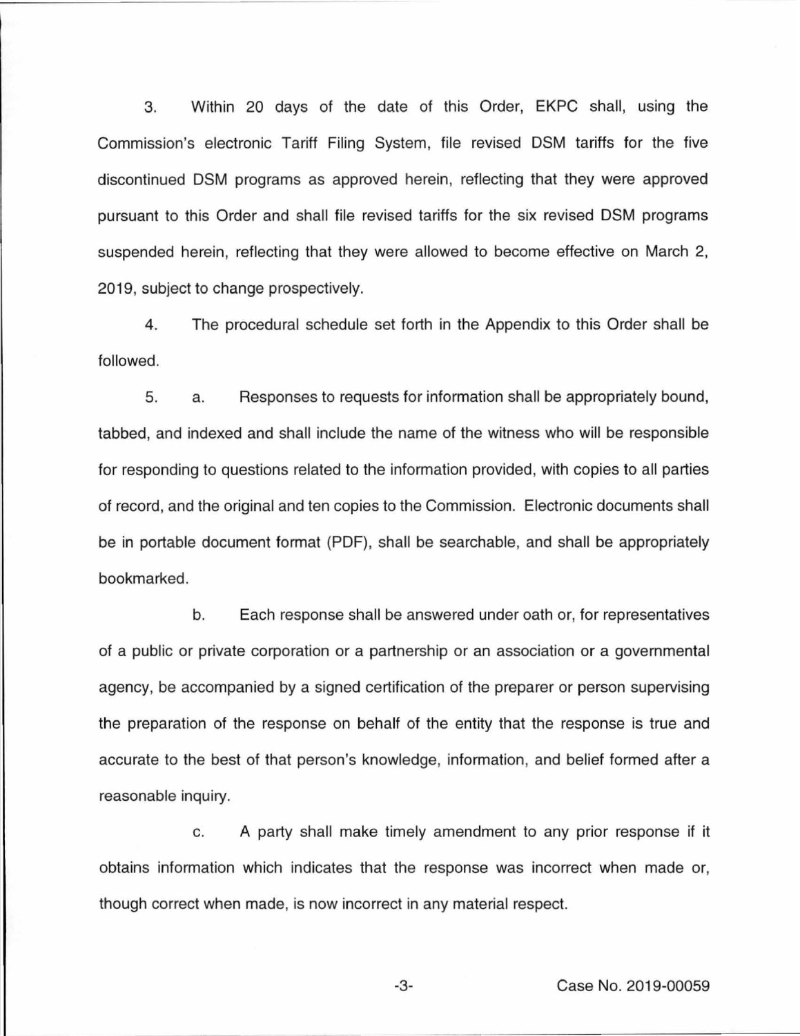3. Within 20 days of the date of this Order, EKPC shall, using the Commission's electronic Tariff Filing System, file revised DSM tariffs for the five discontinued DSM programs as approved herein, reflecting that they were approved pursuant to this Order and shall file revised tariffs for the six revised DSM programs suspended herein, reflecting that they were allowed to become effective on March 2, 2019, subject to change prospectively.

4. The procedural schedule set forth in the Appendix to this Order shall be followed.

5. a. Responses to requests for information shall be appropriately bound, tabbed, and indexed and shall include the name of the witness who will be responsible for responding to questions related to the information provided, with copies to all parties of record, and the original and ten copies to the Commission. Electronic documents shall be in portable document format (PDF), shall be searchable, and shall be appropriately bookmarked.

b. Each response shall be answered under oath or, for representatives of a public or private corporation or a partnership or an association or a governmental agency, be accompanied by a signed certification of the preparer or person supervising the preparation of the response on behalf of the entity that the response is true and accurate to the best of that person's knowledge, information, and belief formed after a reasonable inquiry.

c. A party shall make timely amendment to any prior response if it obtains information which indicates that the response was incorrect when made or, though correct when made, is now incorrect in any material respect.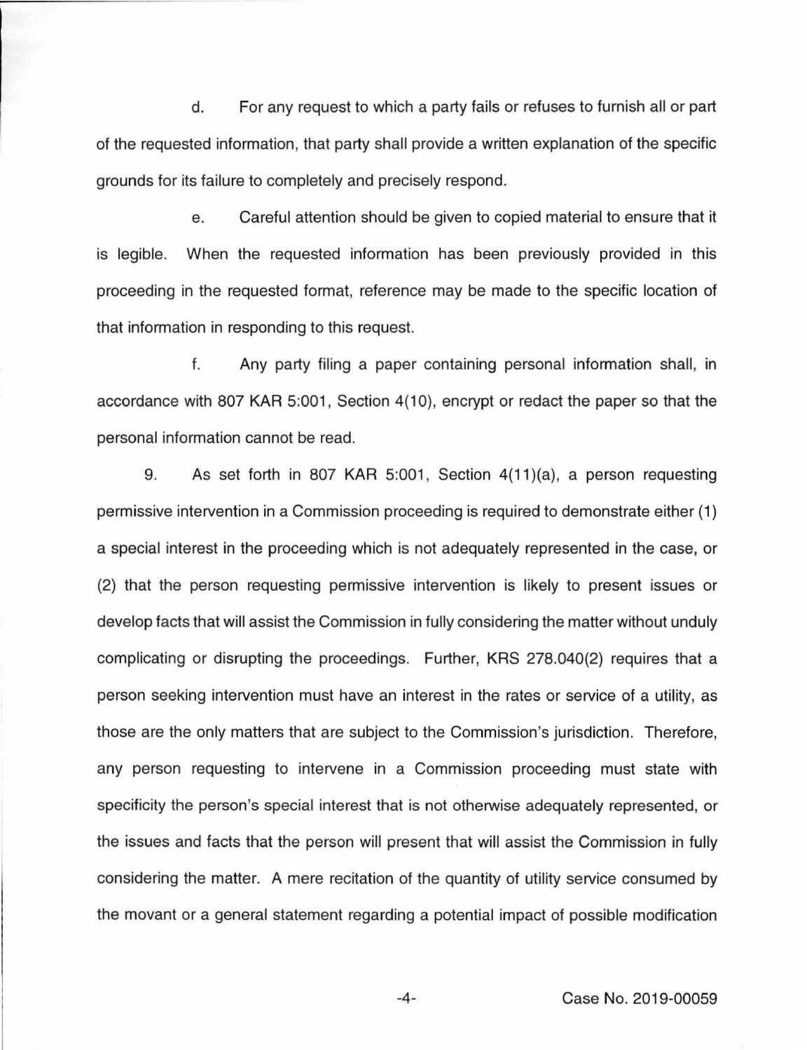d. For any request to which a party fails or refuses to furnish all or part of the requested information, that party shall provide a written explanation of the specific grounds for its failure to completely and precisely respond.

e. Careful attention should be given to copied material to ensure that it is legible. When the requested information has been previously provided in this proceeding in the requested format, reference may be made to the specific location of that information in responding to this request.

f. Any party filing a paper containing personal information shall, in accordance with 807 KAR 5:001, Section 4(10), encrypt or redact the paper so that the personal information cannot be read.

9. As set forth in 807 KAR 5:001, Section 4(11)(a), a person requesting permissive intervention in a Commission proceeding is required to demonstrate either (1) a special interest in the proceeding which is not adequately represented in the case, or (2) that the person requesting permissive intervention is likely to present issues or develop facts that will assist the Commission in fully considering the matter without unduly complicating or disrupting the proceedings. Further, KRS 278.040(2) requires that a person seeking intervention must have an interest in the rates or service of a utility, as those are the only matters that are subject to the Commission's jurisdiction. Therefore, any person requesting to intervene in a Commission proceeding must state with specificity the person's special interest that is not otherwise adequately represented, or the issues and facts that the person will present that will assist the Commission in fully considering the matter. A mere recitation of the quantity of utility service consumed by the movant or a general statement regarding a potential impact of possible modification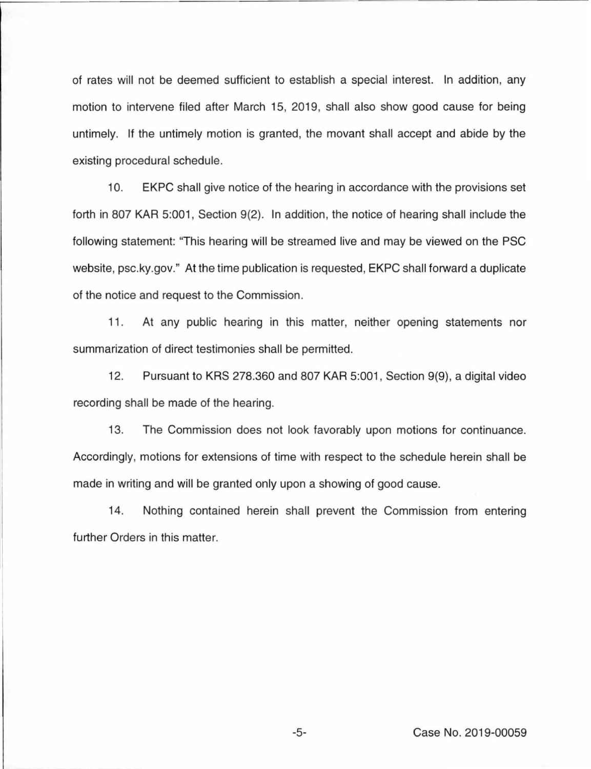of rates will not be deemed sufficient to establish a special interest. In addition, any motion to intervene filed after March 15, 2019, shall also show good cause for being untimely. If the untimely motion is granted, the movant shall accept and abide by the existing procedural schedule.

10. EKPC shall give notice of the hearing in accordance with the provisions set forth in 807 KAR 5:001, Section 9(2). In addition, the notice of hearing shall include the following statement: "This hearing will be streamed live and may be viewed on the PSC website, psc.ky.gov." At the time publication is requested, EKPC shall forward a duplicate of the notice and request to the Commission.

11. At any public hearing in this matter, neither opening statements nor summarization of direct testimonies shall be permitted.

12. Pursuant to KRS 278.360 and 807 KAR 5:001, Section 9(9), a digital video recording shall be made of the hearing.

13. The Commission does not look favorably upon motions for continuance. Accordingly, motions for extensions of time with respect to the schedule herein shall be made in writing and will be granted only upon a showing of good cause.

14. Nothing contained herein shall prevent the Commission from entering further Orders in this matter.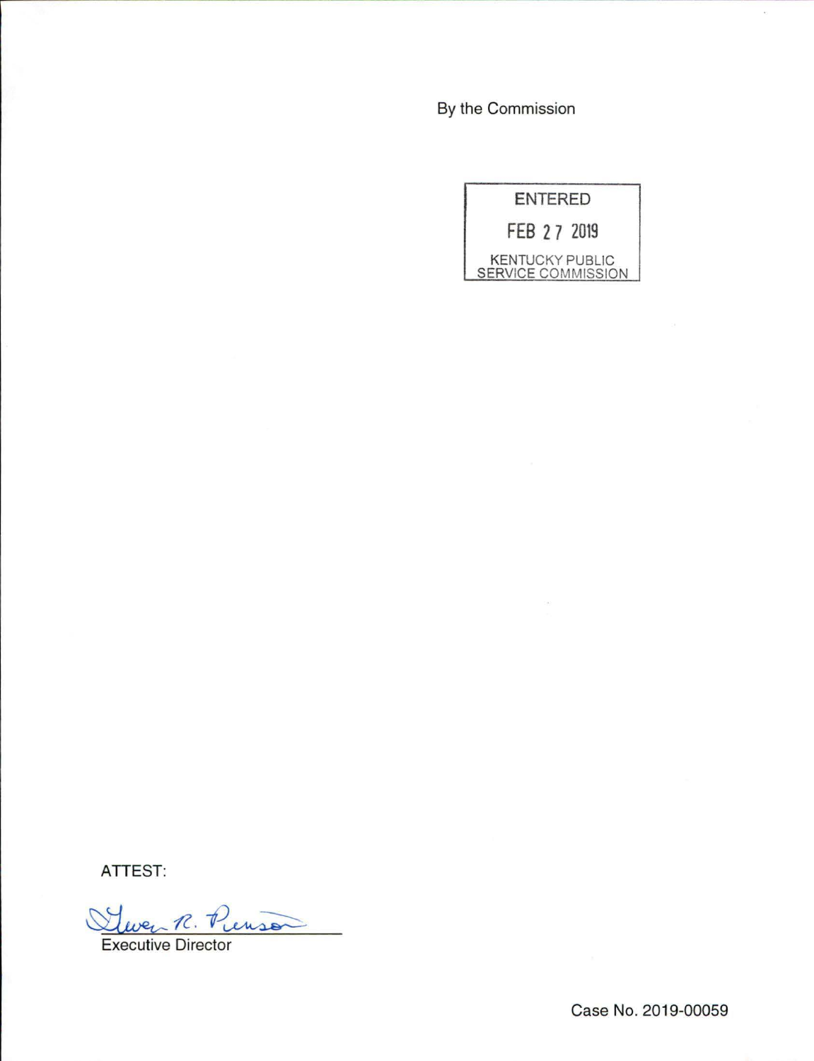By the Commission

ENTERED

FEB 27 2019

KENTUCKY PUBLIC SERVICE COMMISSION

ATTEST:

Gwen R. Pinson

Executive Director

Case No. 2019-00059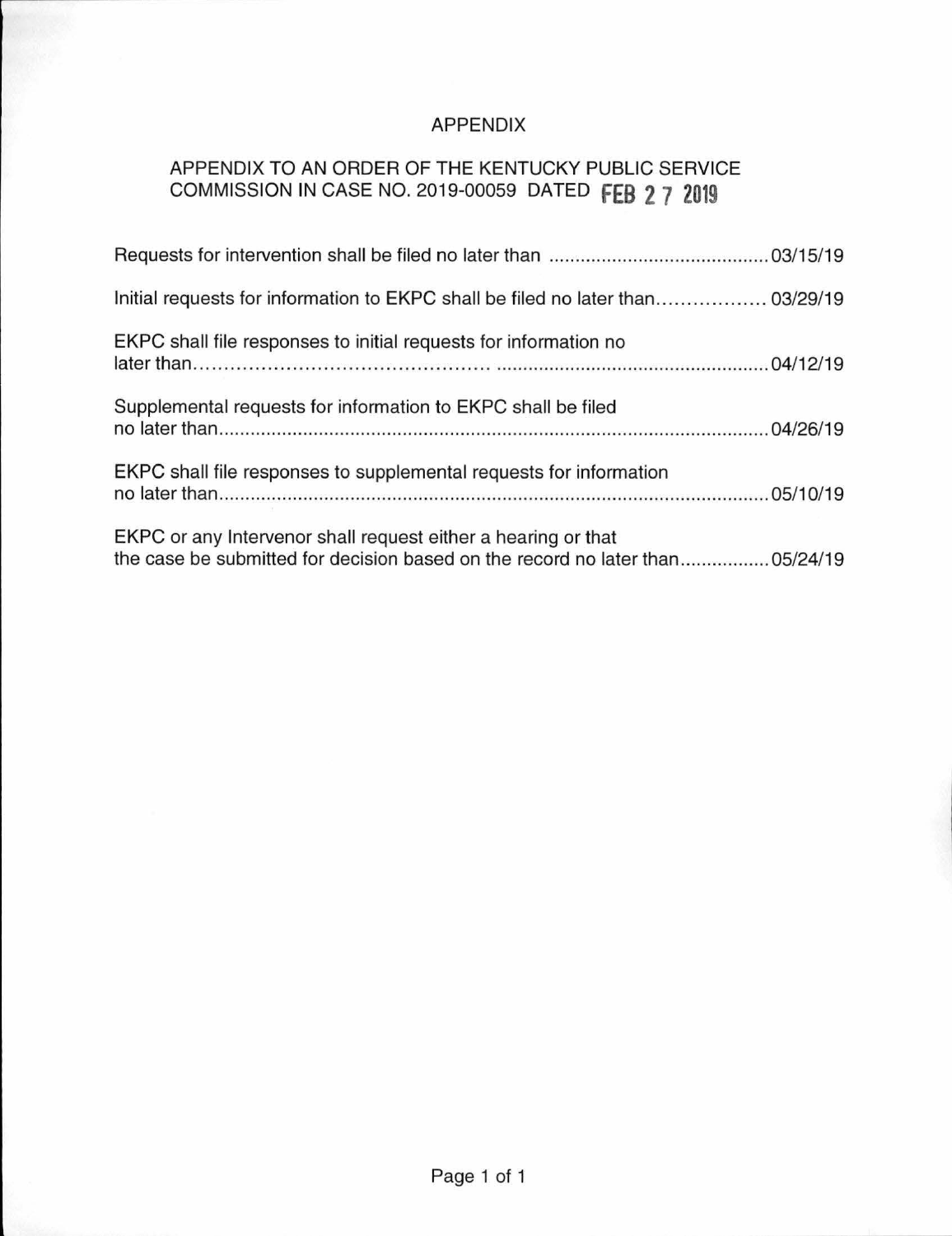# APPENDIX

## APPENDIX TO AN ORDER OF THE KENTUCKY PUBLIC SERVICE COMMISSION IN CASE NO. 2019-00059 DATED FEB 27 2019

Requests for intervention shall be filed no later than .......................................... 03/15/19

Initial requests for information to EKPC shall be filed no later than.................. 03/29/19

EKPC shall file responses to initial requests for information no later than............................................... ...................................................04/12/19

Supplemental requests for information to EKPC shall be filed no later than.........................................................................................................04/26/19

EKPC shall file responses to supplemental requests for information no later than.........................................................................................................05/10/19

EKPC or any Intervenor shall request either a hearing or that the case be submitted for decision based on the record no later than.................05/24/19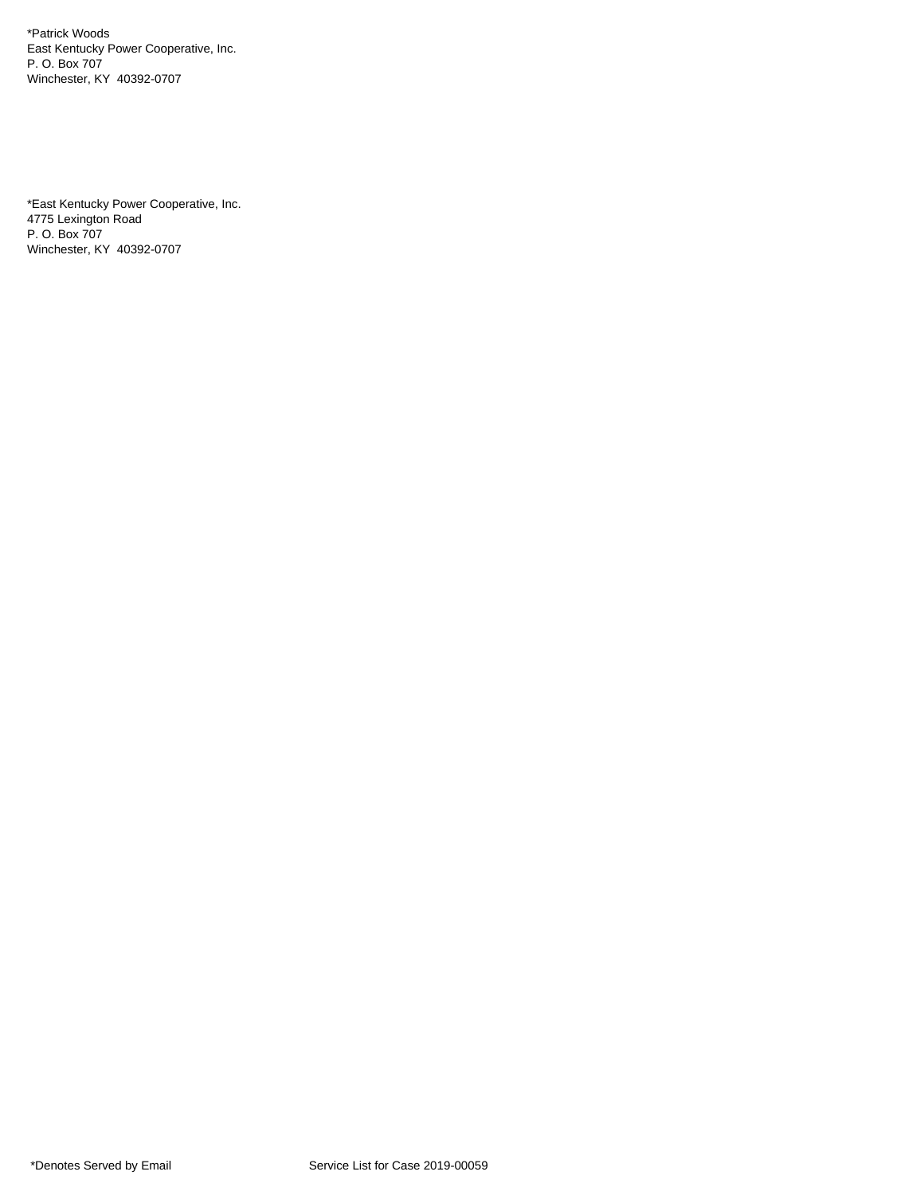*Patrick Woods
East Kentucky Power Cooperative, Inc.
P. O. Box 707
Winchester, KY  40392-0707

*East Kentucky Power Cooperative, Inc.
4775 Lexington Road
P. O. Box 707
Winchester, KY  40392-0707

*Denotes Served by Email

Service List for Case 2019-00059